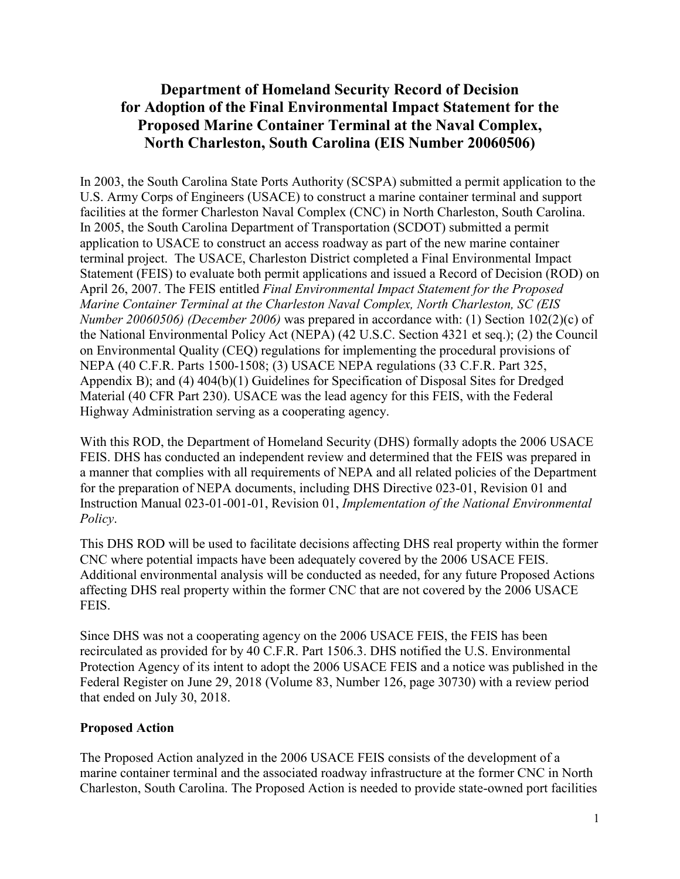# Department of Homeland Security Record of Decision for Adoption of the Final Environmental Impact Statement for the Proposed Marine Container Terminal at the Naval Complex, North Charleston, South Carolina (EIS Number 20060506)

In 2003, the South Carolina State Ports Authority (SCSPA) submitted a permit application to the U.S. Army Corps of Engineers (USACE) to construct a marine container terminal and support facilities at the former Charleston Naval Complex (CNC) in North Charleston, South Carolina. In 2005, the South Carolina Department of Transportation (SCDOT) submitted a permit application to USACE to construct an access roadway as part of the new marine container terminal project. The USACE, Charleston District completed a Final Environmental Impact Statement (FEIS) to evaluate both permit applications and issued a Record of Decision (ROD) on April 26, 2007. The FEIS entitled *Final Environmental Impact Statement for the Proposed Marine Container Terminal at the Charleston Naval Complex, North Charleston, SC (EIS Number 20060506) (December 2006)* was prepared in accordance with: (1) Section 102(2)(c) of the National Environmental Policy Act (NEPA) (42 U.S.C. Section 4321 et seq.); (2) the Council on Environmental Quality (CEQ) regulations for implementing the procedural provisions of NEPA (40 C.F.R. Parts 1500-1508; (3) USACE NEPA regulations (33 C.F.R. Part 325, Appendix B); and (4) 404(b)(1) Guidelines for Specification of Disposal Sites for Dredged Material (40 CFR Part 230). USACE was the lead agency for this FEIS, with the Federal Highway Administration serving as a cooperating agency.

With this ROD, the Department of Homeland Security (DHS) formally adopts the 2006 USACE FEIS. DHS has conducted an independent review and determined that the FEIS was prepared in a manner that complies with all requirements of NEPA and all related policies of the Department for the preparation of NEPA documents, including DHS Directive 023-01, Revision 01 and Instruction Manual 023-01-001-01, Revision 01, *Implementation of the National Environmental Policy*.

This DHS ROD will be used to facilitate decisions affecting DHS real property within the former CNC where potential impacts have been adequately covered by the 2006 USACE FEIS. Additional environmental analysis will be conducted as needed, for any future Proposed Actions affecting DHS real property within the former CNC that are not covered by the 2006 USACE FEIS.

Since DHS was not a cooperating agency on the 2006 USACE FEIS, the FEIS has been recirculated as provided for by 40 C.F.R. Part 1506.3. DHS notified the U.S. Environmental Protection Agency of its intent to adopt the 2006 USACE FEIS and a notice was published in the Federal Register on June 29, 2018 (Volume 83, Number 126, page 30730) with a review period that ended on July 30, 2018.

## Proposed Action

The Proposed Action analyzed in the 2006 USACE FEIS consists of the development of a marine container terminal and the associated roadway infrastructure at the former CNC in North Charleston, South Carolina. The Proposed Action is needed to provide state-owned port facilities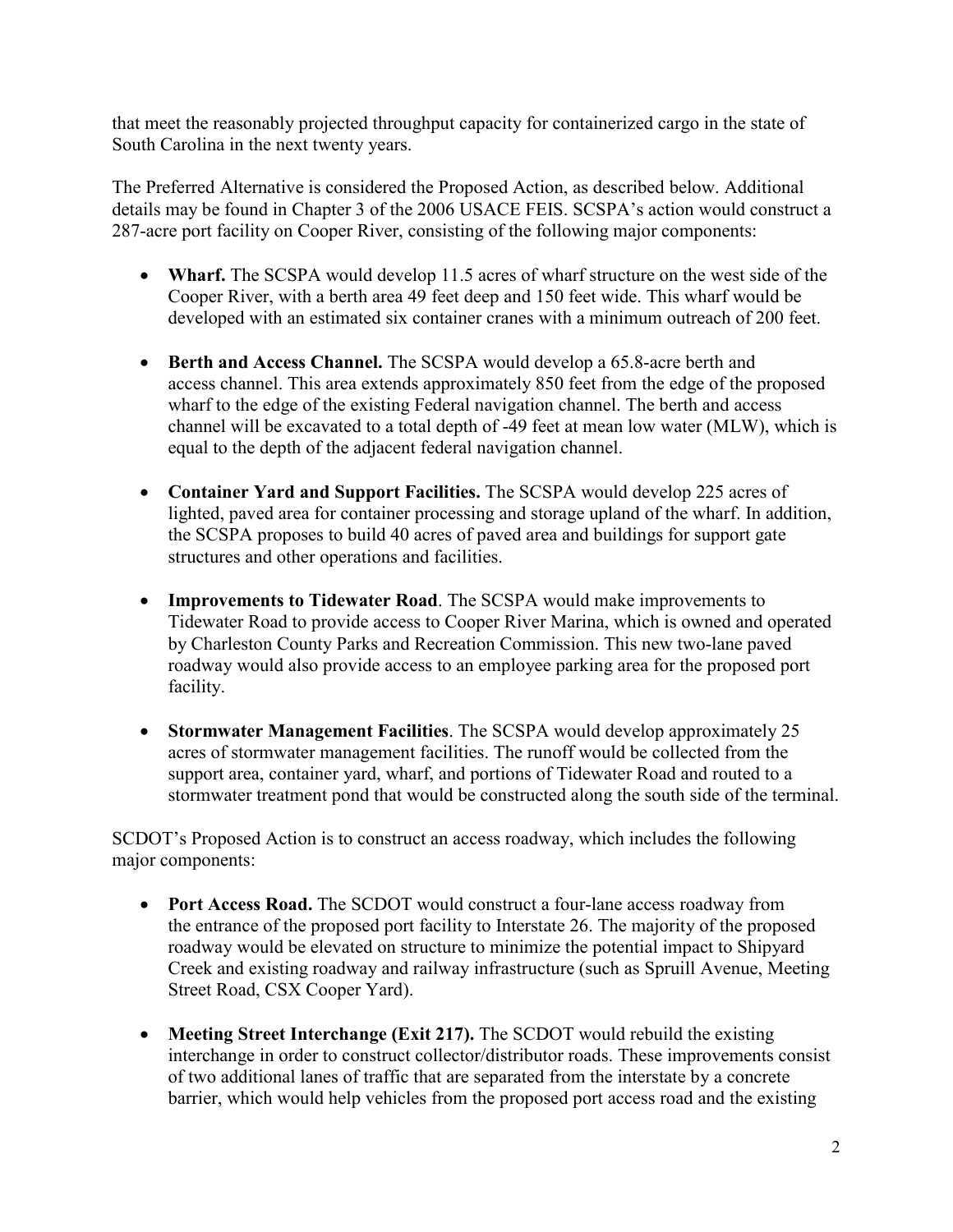that meet the reasonably projected throughput capacity for containerized cargo in the state of South Carolina in the next twenty years.

The Preferred Alternative is considered the Proposed Action, as described below. Additional details may be found in Chapter 3 of the 2006 USACE FEIS. SCSPA's action would construct a 287-acre port facility on Cooper River, consisting of the following major components:

- **Wharf.** The SCSPA would develop 11.5 acres of wharf structure on the west side of the Cooper River, with a berth area 49 feet deep and 150 feet wide. This wharf would be developed with an estimated six container cranes with a minimum outreach of 200 feet.

- **Berth and Access Channel.** The SCSPA would develop a 65.8-acre berth and access channel. This area extends approximately 850 feet from the edge of the proposed wharf to the edge of the existing Federal navigation channel. The berth and access channel will be excavated to a total depth of -49 feet at mean low water (MLW), which is equal to the depth of the adjacent federal navigation channel.

- **Container Yard and Support Facilities.** The SCSPA would develop 225 acres of lighted, paved area for container processing and storage upland of the wharf. In addition, the SCSPA proposes to build 40 acres of paved area and buildings for support gate structures and other operations and facilities.

- **Improvements to Tidewater Road**. The SCSPA would make improvements to Tidewater Road to provide access to Cooper River Marina, which is owned and operated by Charleston County Parks and Recreation Commission. This new two-lane paved roadway would also provide access to an employee parking area for the proposed port facility.

- **Stormwater Management Facilities**. The SCSPA would develop approximately 25 acres of stormwater management facilities. The runoff would be collected from the support area, container yard, wharf, and portions of Tidewater Road and routed to a stormwater treatment pond that would be constructed along the south side of the terminal.

SCDOT's Proposed Action is to construct an access roadway, which includes the following major components:

- **Port Access Road.** The SCDOT would construct a four-lane access roadway from the entrance of the proposed port facility to Interstate 26. The majority of the proposed roadway would be elevated on structure to minimize the potential impact to Shipyard Creek and existing roadway and railway infrastructure (such as Spruill Avenue, Meeting Street Road, CSX Cooper Yard).

- **Meeting Street Interchange (Exit 217).** The SCDOT would rebuild the existing interchange in order to construct collector/distributor roads. These improvements consist of two additional lanes of traffic that are separated from the interstate by a concrete barrier, which would help vehicles from the proposed port access road and the existing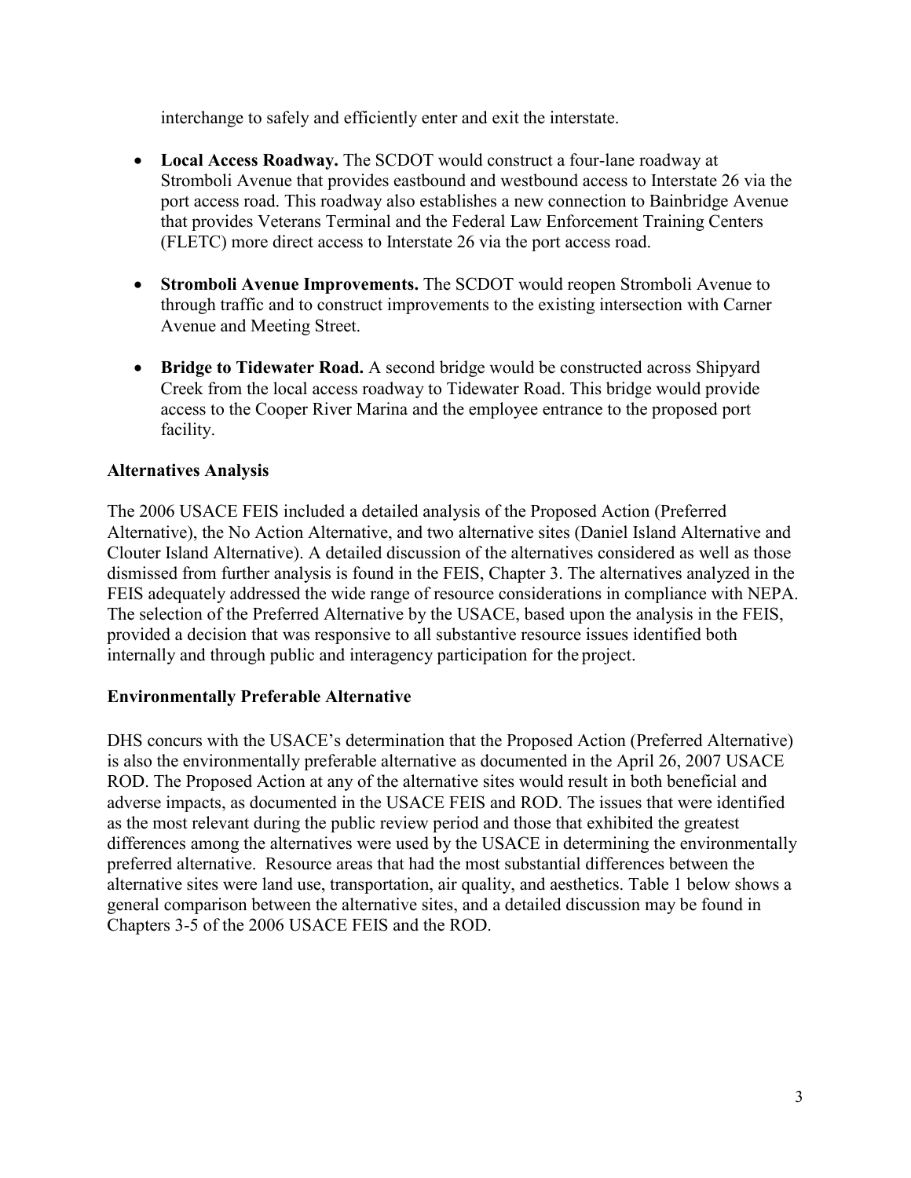interchange to safely and efficiently enter and exit the interstate.

- **Local Access Roadway.** The SCDOT would construct a four-lane roadway at Stromboli Avenue that provides eastbound and westbound access to Interstate 26 via the port access road. This roadway also establishes a new connection to Bainbridge Avenue that provides Veterans Terminal and the Federal Law Enforcement Training Centers (FLETC) more direct access to Interstate 26 via the port access road.

- **Stromboli Avenue Improvements.** The SCDOT would reopen Stromboli Avenue to through traffic and to construct improvements to the existing intersection with Carner Avenue and Meeting Street.

- **Bridge to Tidewater Road.** A second bridge would be constructed across Shipyard Creek from the local access roadway to Tidewater Road. This bridge would provide access to the Cooper River Marina and the employee entrance to the proposed port facility.

**Alternatives Analysis**

The 2006 USACE FEIS included a detailed analysis of the Proposed Action (Preferred Alternative), the No Action Alternative, and two alternative sites (Daniel Island Alternative and Clouter Island Alternative). A detailed discussion of the alternatives considered as well as those dismissed from further analysis is found in the FEIS, Chapter 3. The alternatives analyzed in the FEIS adequately addressed the wide range of resource considerations in compliance with NEPA. The selection of the Preferred Alternative by the USACE, based upon the analysis in the FEIS, provided a decision that was responsive to all substantive resource issues identified both internally and through public and interagency participation for the project.

**Environmentally Preferable Alternative**

DHS concurs with the USACE's determination that the Proposed Action (Preferred Alternative) is also the environmentally preferable alternative as documented in the April 26, 2007 USACE ROD. The Proposed Action at any of the alternative sites would result in both beneficial and adverse impacts, as documented in the USACE FEIS and ROD. The issues that were identified as the most relevant during the public review period and those that exhibited the greatest differences among the alternatives were used by the USACE in determining the environmentally preferred alternative. Resource areas that had the most substantial differences between the alternative sites were land use, transportation, air quality, and aesthetics. Table 1 below shows a general comparison between the alternative sites, and a detailed discussion may be found in Chapters 3-5 of the 2006 USACE FEIS and the ROD.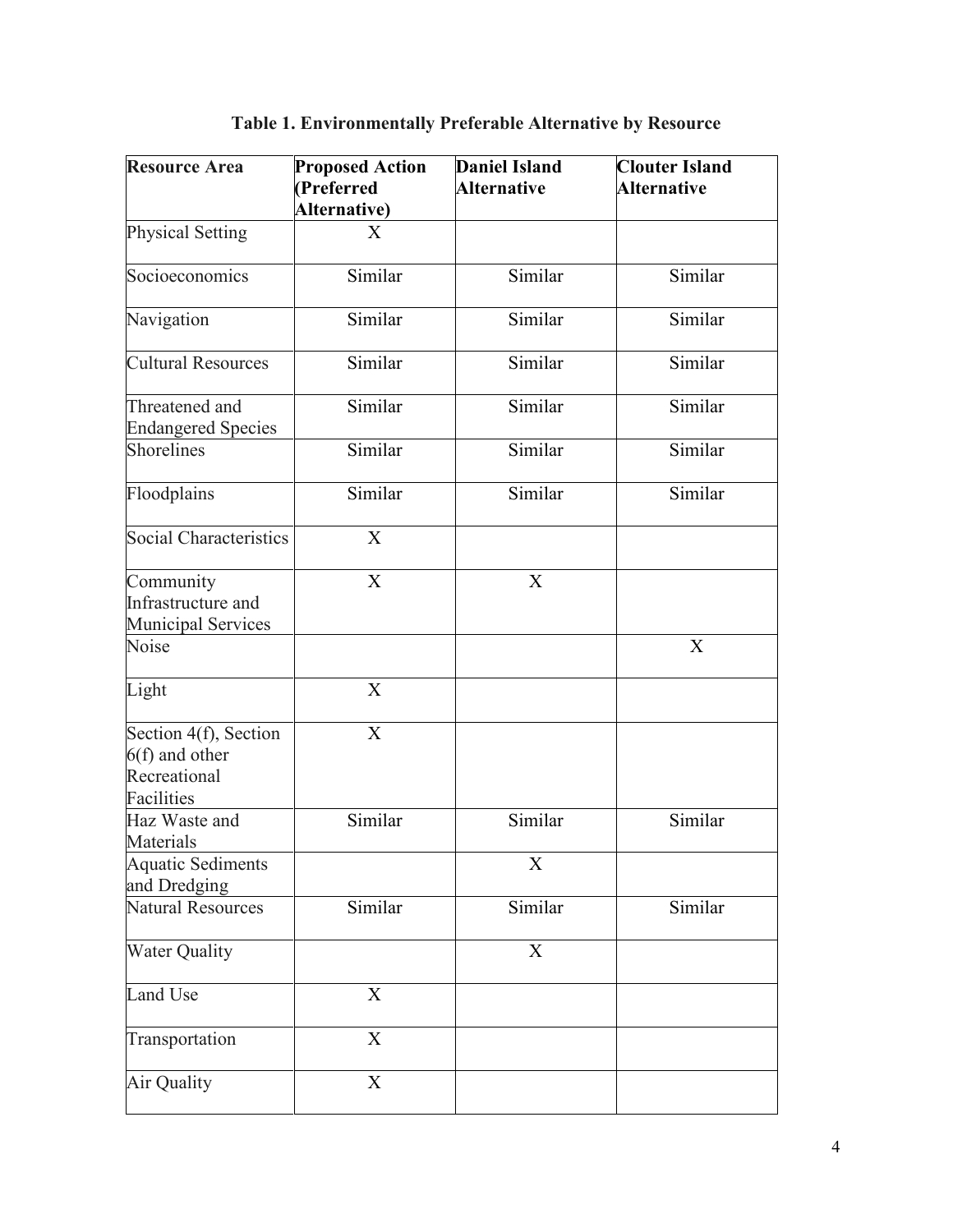**Table 1. Environmentally Preferable Alternative by Resource**

| Resource Area | Proposed Action (Preferred Alternative) | Daniel Island Alternative | Clouter Island Alternative |
|---|---|---|---|
| Physical Setting | X | | |
| Socioeconomics | Similar | Similar | Similar |
| Navigation | Similar | Similar | Similar |
| Cultural Resources | Similar | Similar | Similar |
| Threatened and Endangered Species | Similar | Similar | Similar |
| Shorelines | Similar | Similar | Similar |
| Floodplains | Similar | Similar | Similar |
| Social Characteristics | X | | |
| Community Infrastructure and Municipal Services | X | X | |
| Noise | | | X |
| Light | X | | |
| Section 4(f), Section 6(f) and other Recreational Facilities | X | | |
| Haz Waste and Materials | Similar | Similar | Similar |
| Aquatic Sediments and Dredging | | X | |
| Natural Resources | Similar | Similar | Similar |
| Water Quality | | X | |
| Land Use | X | | |
| Transportation | X | | |
| Air Quality | X | | |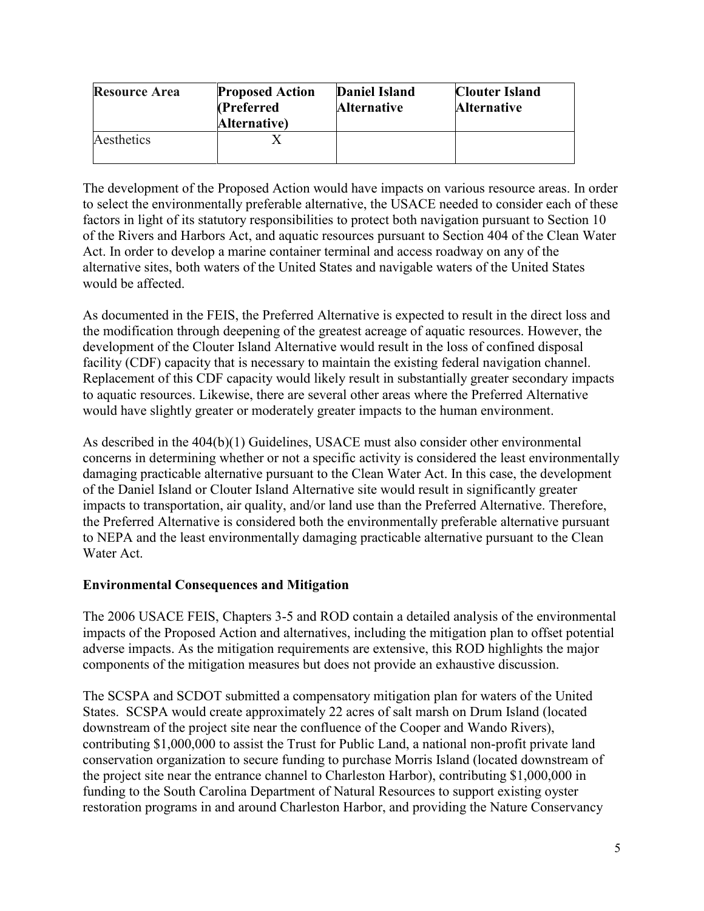| Resource Area | Proposed Action (Preferred Alternative) | Daniel Island Alternative | Clouter Island Alternative |
|---|---|---|---|
| Aesthetics | X | | |

The development of the Proposed Action would have impacts on various resource areas. In order to select the environmentally preferable alternative, the USACE needed to consider each of these factors in light of its statutory responsibilities to protect both navigation pursuant to Section 10 of the Rivers and Harbors Act, and aquatic resources pursuant to Section 404 of the Clean Water Act. In order to develop a marine container terminal and access roadway on any of the alternative sites, both waters of the United States and navigable waters of the United States would be affected.

As documented in the FEIS, the Preferred Alternative is expected to result in the direct loss and the modification through deepening of the greatest acreage of aquatic resources. However, the development of the Clouter Island Alternative would result in the loss of confined disposal facility (CDF) capacity that is necessary to maintain the existing federal navigation channel. Replacement of this CDF capacity would likely result in substantially greater secondary impacts to aquatic resources. Likewise, there are several other areas where the Preferred Alternative would have slightly greater or moderately greater impacts to the human environment.

As described in the 404(b)(1) Guidelines, USACE must also consider other environmental concerns in determining whether or not a specific activity is considered the least environmentally damaging practicable alternative pursuant to the Clean Water Act. In this case, the development of the Daniel Island or Clouter Island Alternative site would result in significantly greater impacts to transportation, air quality, and/or land use than the Preferred Alternative. Therefore, the Preferred Alternative is considered both the environmentally preferable alternative pursuant to NEPA and the least environmentally damaging practicable alternative pursuant to the Clean Water Act.

## Environmental Consequences and Mitigation

The 2006 USACE FEIS, Chapters 3-5 and ROD contain a detailed analysis of the environmental impacts of the Proposed Action and alternatives, including the mitigation plan to offset potential adverse impacts. As the mitigation requirements are extensive, this ROD highlights the major components of the mitigation measures but does not provide an exhaustive discussion.

The SCSPA and SCDOT submitted a compensatory mitigation plan for waters of the United States. SCSPA would create approximately 22 acres of salt marsh on Drum Island (located downstream of the project site near the confluence of the Cooper and Wando Rivers), contributing $1,000,000 to assist the Trust for Public Land, a national non-profit private land conservation organization to secure funding to purchase Morris Island (located downstream of the project site near the entrance channel to Charleston Harbor), contributing $1,000,000 in funding to the South Carolina Department of Natural Resources to support existing oyster restoration programs in and around Charleston Harbor, and providing the Nature Conservancy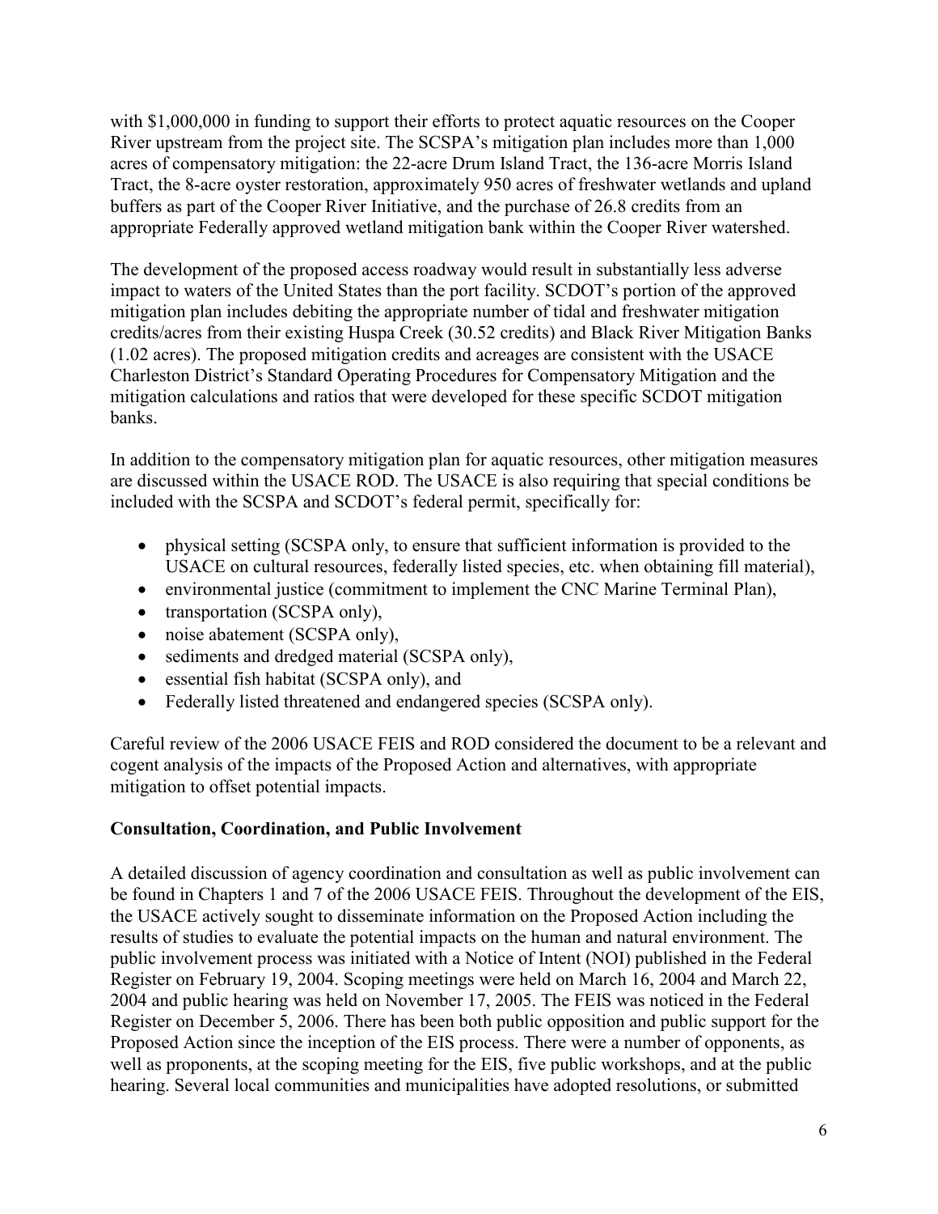with $1,000,000 in funding to support their efforts to protect aquatic resources on the Cooper River upstream from the project site. The SCSPA's mitigation plan includes more than 1,000 acres of compensatory mitigation: the 22-acre Drum Island Tract, the 136-acre Morris Island Tract, the 8-acre oyster restoration, approximately 950 acres of freshwater wetlands and upland buffers as part of the Cooper River Initiative, and the purchase of 26.8 credits from an appropriate Federally approved wetland mitigation bank within the Cooper River watershed.

The development of the proposed access roadway would result in substantially less adverse impact to waters of the United States than the port facility. SCDOT's portion of the approved mitigation plan includes debiting the appropriate number of tidal and freshwater mitigation credits/acres from their existing Huspa Creek (30.52 credits) and Black River Mitigation Banks (1.02 acres). The proposed mitigation credits and acreages are consistent with the USACE Charleston District's Standard Operating Procedures for Compensatory Mitigation and the mitigation calculations and ratios that were developed for these specific SCDOT mitigation banks.

In addition to the compensatory mitigation plan for aquatic resources, other mitigation measures are discussed within the USACE ROD. The USACE is also requiring that special conditions be included with the SCSPA and SCDOT's federal permit, specifically for:

- physical setting (SCSPA only, to ensure that sufficient information is provided to the USACE on cultural resources, federally listed species, etc. when obtaining fill material),
- environmental justice (commitment to implement the CNC Marine Terminal Plan),
- transportation (SCSPA only),
- noise abatement (SCSPA only),
- sediments and dredged material (SCSPA only),
- essential fish habitat (SCSPA only), and
- Federally listed threatened and endangered species (SCSPA only).

Careful review of the 2006 USACE FEIS and ROD considered the document to be a relevant and cogent analysis of the impacts of the Proposed Action and alternatives, with appropriate mitigation to offset potential impacts.

**Consultation, Coordination, and Public Involvement**

A detailed discussion of agency coordination and consultation as well as public involvement can be found in Chapters 1 and 7 of the 2006 USACE FEIS. Throughout the development of the EIS, the USACE actively sought to disseminate information on the Proposed Action including the results of studies to evaluate the potential impacts on the human and natural environment. The public involvement process was initiated with a Notice of Intent (NOI) published in the Federal Register on February 19, 2004. Scoping meetings were held on March 16, 2004 and March 22, 2004 and public hearing was held on November 17, 2005. The FEIS was noticed in the Federal Register on December 5, 2006. There has been both public opposition and public support for the Proposed Action since the inception of the EIS process. There were a number of opponents, as well as proponents, at the scoping meeting for the EIS, five public workshops, and at the public hearing. Several local communities and municipalities have adopted resolutions, or submitted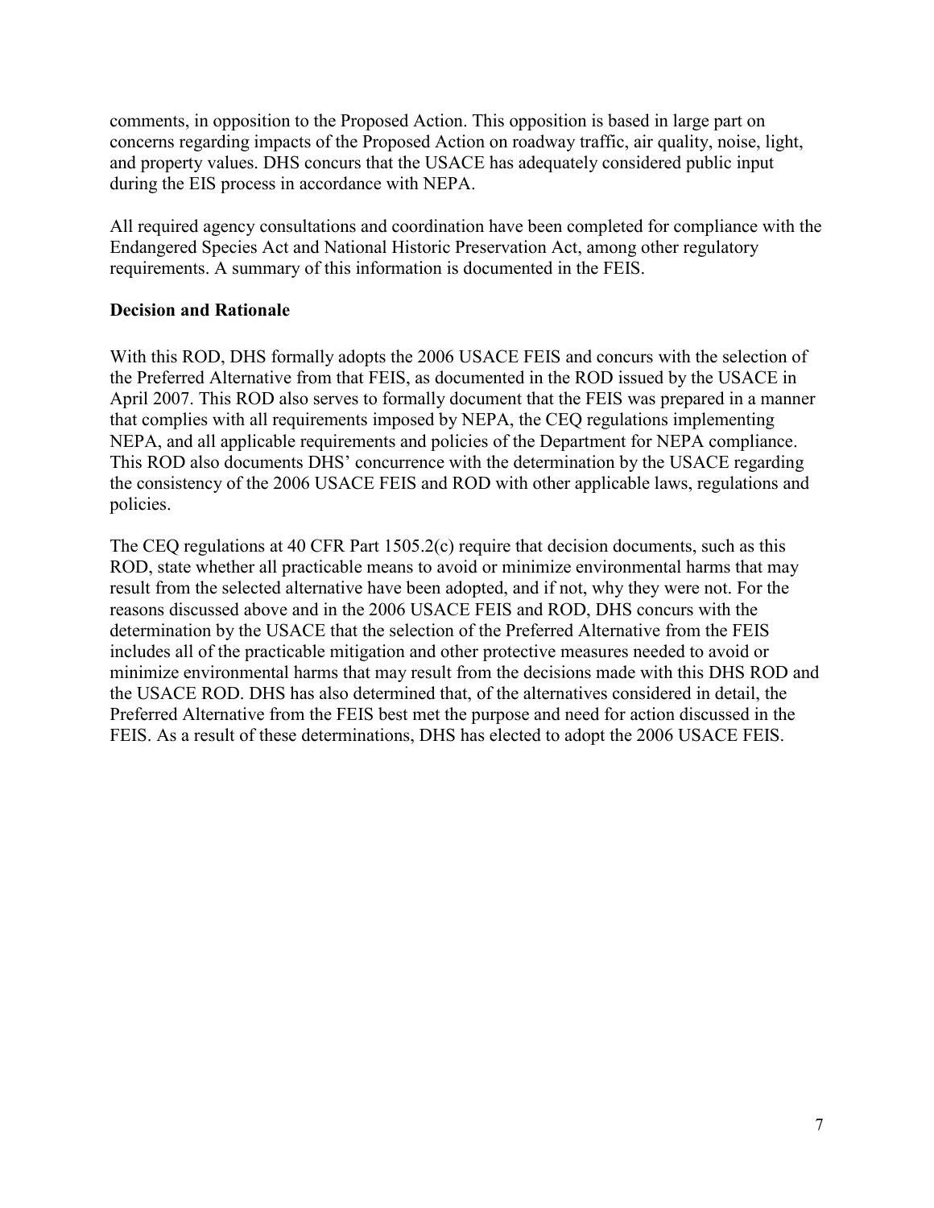comments, in opposition to the Proposed Action. This opposition is based in large part on concerns regarding impacts of the Proposed Action on roadway traffic, air quality, noise, light, and property values. DHS concurs that the USACE has adequately considered public input during the EIS process in accordance with NEPA.

All required agency consultations and coordination have been completed for compliance with the Endangered Species Act and National Historic Preservation Act, among other regulatory requirements. A summary of this information is documented in the FEIS.

**Decision and Rationale**

With this ROD, DHS formally adopts the 2006 USACE FEIS and concurs with the selection of the Preferred Alternative from that FEIS, as documented in the ROD issued by the USACE in April 2007. This ROD also serves to formally document that the FEIS was prepared in a manner that complies with all requirements imposed by NEPA, the CEQ regulations implementing NEPA, and all applicable requirements and policies of the Department for NEPA compliance. This ROD also documents DHS' concurrence with the determination by the USACE regarding the consistency of the 2006 USACE FEIS and ROD with other applicable laws, regulations and policies.

The CEQ regulations at 40 CFR Part 1505.2(c) require that decision documents, such as this ROD, state whether all practicable means to avoid or minimize environmental harms that may result from the selected alternative have been adopted, and if not, why they were not. For the reasons discussed above and in the 2006 USACE FEIS and ROD, DHS concurs with the determination by the USACE that the selection of the Preferred Alternative from the FEIS includes all of the practicable mitigation and other protective measures needed to avoid or minimize environmental harms that may result from the decisions made with this DHS ROD and the USACE ROD. DHS has also determined that, of the alternatives considered in detail, the Preferred Alternative from the FEIS best met the purpose and need for action discussed in the FEIS. As a result of these determinations, DHS has elected to adopt the 2006 USACE FEIS.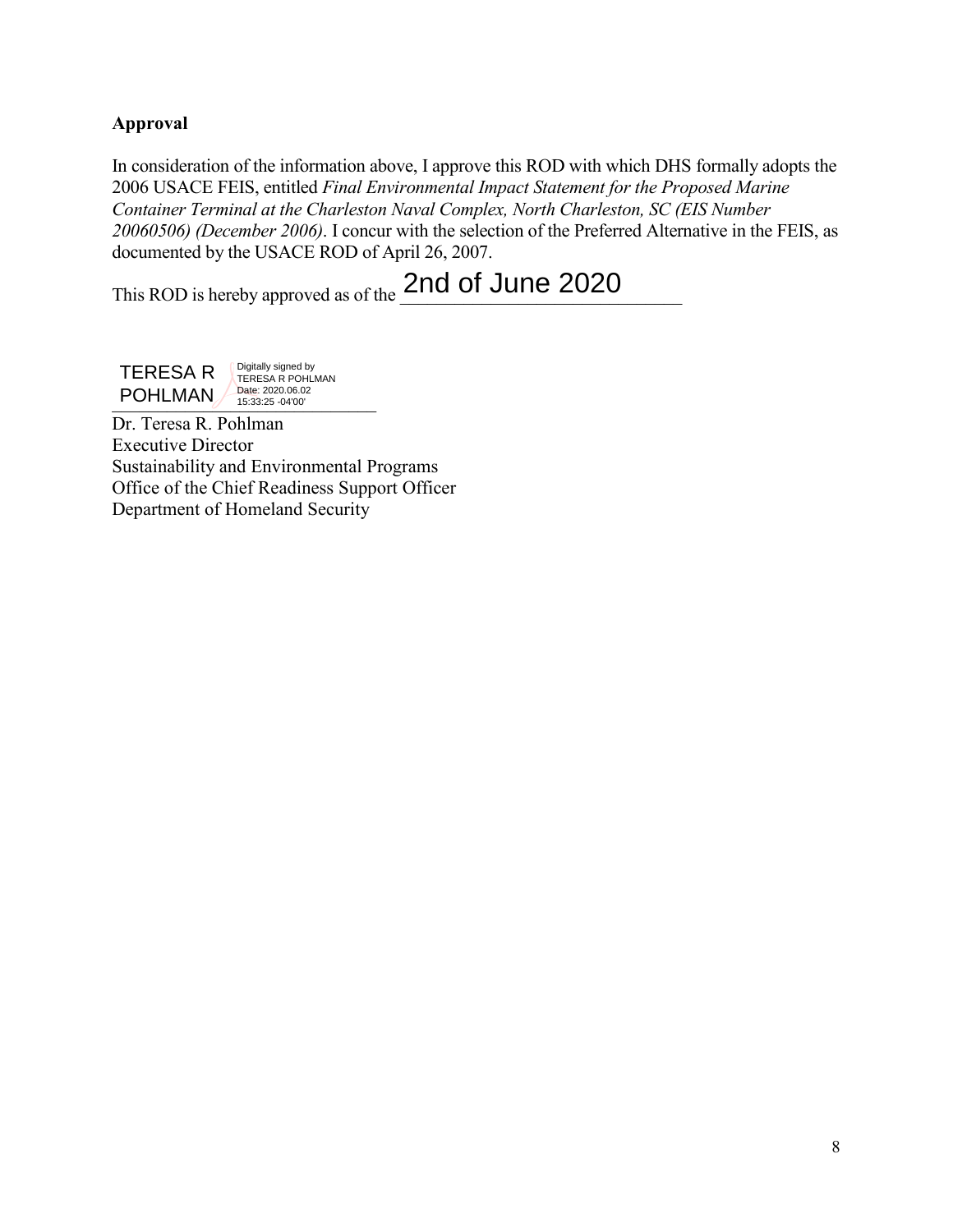**Approval**

In consideration of the information above, I approve this ROD with which DHS formally adopts the 2006 USACE FEIS, entitled *Final Environmental Impact Statement for the Proposed Marine Container Terminal at the Charleston Naval Complex, North Charleston, SC (EIS Number 20060506) (December 2006)*. I concur with the selection of the Preferred Alternative in the FEIS, as documented by the USACE ROD of April 26, 2007.

This ROD is hereby approved as of the 2nd of June 2020

TERESA R POHLMAN
Digitally signed by TERESA R POHLMAN
Date: 2020.06.02 15:33:25 -04'00'

Dr. Teresa R. Pohlman
Executive Director
Sustainability and Environmental Programs
Office of the Chief Readiness Support Officer
Department of Homeland Security